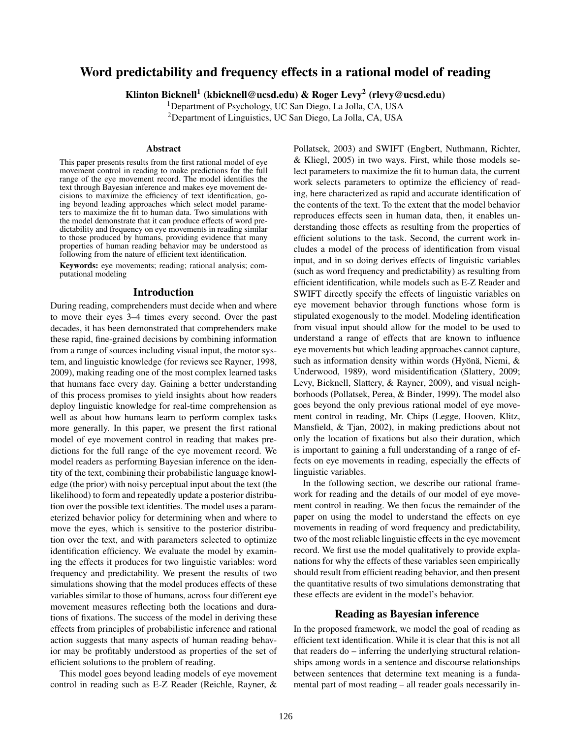# Word predictability and frequency effects in a rational model of reading

**Klinton Bicknell[1] (kbicknell@ucsd.edu) & Roger Levy[2] (rlevy@ucsd.edu)**

[1]Department of Psychology, UC San Diego, La Jolla, CA, USA

[2]Department of Linguistics, UC San Diego, La Jolla, CA, USA

## Abstract

This paper presents results from the first rational model of eye movement control in reading to make predictions for the full range of the eye movement record. The model identifies the text through Bayesian inference and makes eye movement decisions to maximize the efficiency of text identification, going beyond leading approaches which select model parameters to maximize the fit to human data. Two simulations with the model demonstrate that it can produce effects of word predictability and frequency on eye movements in reading similar to those produced by humans, providing evidence that many properties of human reading behavior may be understood as following from the nature of efficient text identification.

**Keywords:** eye movements; reading; rational analysis; computational modeling

## Introduction

During reading, comprehenders must decide when and where to move their eyes 3–4 times every second. Over the past decades, it has been demonstrated that comprehenders make these rapid, fine-grained decisions by combining information from a range of sources including visual input, the motor system, and linguistic knowledge (for reviews see Rayner, 1998, 2009), making reading one of the most complex learned tasks that humans face every day. Gaining a better understanding of this process promises to yield insights about how readers deploy linguistic knowledge for real-time comprehension as well as about how humans learn to perform complex tasks more generally. In this paper, we present the first rational model of eye movement control in reading that makes predictions for the full range of the eye movement record. We model readers as performing Bayesian inference on the identity of the text, combining their probabilistic language knowledge (the prior) with noisy perceptual input about the text (the likelihood) to form and repeatedly update a posterior distribution over the possible text identities. The model uses a parameterized behavior policy for determining when and where to move the eyes, which is sensitive to the posterior distribution over the text, and with parameters selected to optimize identification efficiency. We evaluate the model by examining the effects it produces for two linguistic variables: word frequency and predictability. We present the results of two simulations showing that the model produces effects of these variables similar to those of humans, across four different eye movement measures reflecting both the locations and durations of fixations. The success of the model in deriving these effects from principles of probabilistic inference and rational action suggests that many aspects of human reading behavior may be profitably understood as properties of the set of efficient solutions to the problem of reading.

This model goes beyond leading models of eye movement control in reading such as E-Z Reader (Reichle, Rayner, & Pollatsek, 2003) and SWIFT (Engbert, Nuthmann, Richter, & Kliegl, 2005) in two ways. First, while those models select parameters to maximize the fit to human data, the current work selects parameters to optimize the efficiency of reading, here characterized as rapid and accurate identification of the contents of the text. To the extent that the model behavior reproduces effects seen in human data, then, it enables understanding those effects as resulting from the properties of efficient solutions to the task. Second, the current work includes a model of the process of identification from visual input, and in so doing derives effects of linguistic variables (such as word frequency and predictability) as resulting from efficient identification, while models such as E-Z Reader and SWIFT directly specify the effects of linguistic variables on eye movement behavior through functions whose form is stipulated exogenously to the model. Modeling identification from visual input should allow for the model to be used to understand a range of effects that are known to influence eye movements but which leading approaches cannot capture, such as information density within words (Hyönä, Niemi, & Underwood, 1989), word misidentification (Slattery, 2009; Levy, Bicknell, Slattery, & Rayner, 2009), and visual neighborhoods (Pollatsek, Perea, & Binder, 1999). The model also goes beyond the only previous rational model of eye movement control in reading, Mr. Chips (Legge, Hooven, Klitz, Mansfield, & Tjan, 2002), in making predictions about not only the location of fixations but also their duration, which is important to gaining a full understanding of a range of effects on eye movements in reading, especially the effects of linguistic variables.

In the following section, we describe our rational framework for reading and the details of our model of eye movement control in reading. We then focus the remainder of the paper on using the model to understand the effects on eye movements in reading of word frequency and predictability, two of the most reliable linguistic effects in the eye movement record. We first use the model qualitatively to provide explanations for why the effects of these variables seen empirically should result from efficient reading behavior, and then present the quantitative results of two simulations demonstrating that these effects are evident in the model's behavior.

## Reading as Bayesian inference

In the proposed framework, we model the goal of reading as efficient text identification. While it is clear that this is not all that readers do – inferring the underlying structural relationships among words in a sentence and discourse relationships between sentences that determine text meaning is a fundamental part of most reading – all reader goals necessarily in-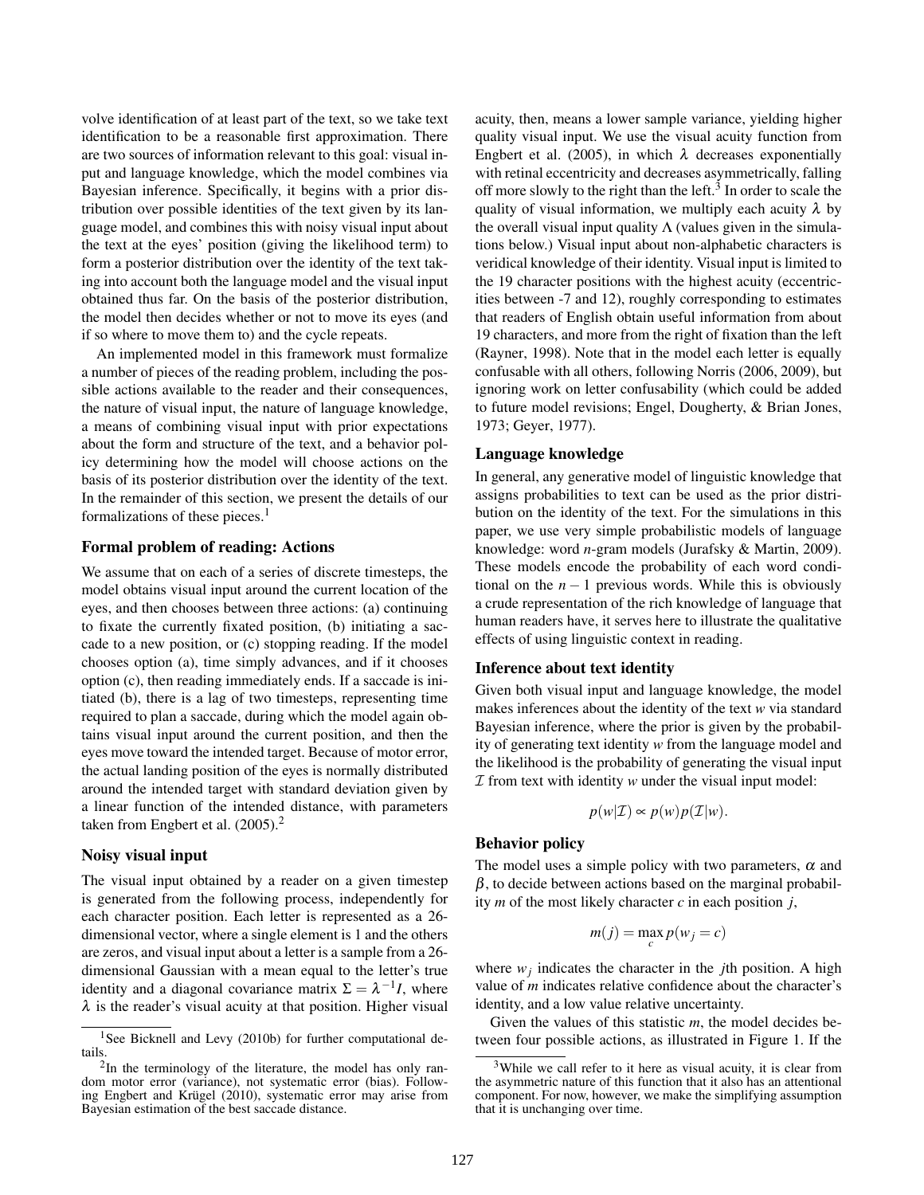volve identification of at least part of the text, so we take text identification to be a reasonable first approximation. There are two sources of information relevant to this goal: visual input and language knowledge, which the model combines via Bayesian inference. Specifically, it begins with a prior distribution over possible identities of the text given by its language model, and combines this with noisy visual input about the text at the eyes' position (giving the likelihood term) to form a posterior distribution over the identity of the text taking into account both the language model and the visual input obtained thus far. On the basis of the posterior distribution, the model then decides whether or not to move its eyes (and if so where to move them to) and the cycle repeats.

An implemented model in this framework must formalize a number of pieces of the reading problem, including the possible actions available to the reader and their consequences, the nature of visual input, the nature of language knowledge, a means of combining visual input with prior expectations about the form and structure of the text, and a behavior policy determining how the model will choose actions on the basis of its posterior distribution over the identity of the text. In the remainder of this section, we present the details of our formalizations of these pieces.[1]

### Formal problem of reading: Actions

We assume that on each of a series of discrete timesteps, the model obtains visual input around the current location of the eyes, and then chooses between three actions: (a) continuing to fixate the currently fixated position, (b) initiating a saccade to a new position, or (c) stopping reading. If the model chooses option (a), time simply advances, and if it chooses option (c), then reading immediately ends. If a saccade is initiated (b), there is a lag of two timesteps, representing time required to plan a saccade, during which the model again obtains visual input around the current position, and then the eyes move toward the intended target. Because of motor error, the actual landing position of the eyes is normally distributed around the intended target with standard deviation given by a linear function of the intended distance, with parameters taken from Engbert et al. (2005).[2]

### Noisy visual input

The visual input obtained by a reader on a given timestep is generated from the following process, independently for each character position. Each letter is represented as a 26-dimensional vector, where a single element is 1 and the others are zeros, and visual input about a letter is a sample from a 26-dimensional Gaussian with a mean equal to the letter's true identity and a diagonal covariance matrix $\Sigma = \lambda^{-1}I$, where $\lambda$ is the reader's visual acuity at that position. Higher visual acuity, then, means a lower sample variance, yielding higher quality visual input. We use the visual acuity function from Engbert et al. (2005), in which $\lambda$ decreases exponentially with retinal eccentricity and decreases asymmetrically, falling off more slowly to the right than the left.[3] In order to scale the quality of visual information, we multiply each acuity $\lambda$ by the overall visual input quality $\Lambda$ (values given in the simulations below.) Visual input about non-alphabetic characters is veridical knowledge of their identity. Visual input is limited to the 19 character positions with the highest acuity (eccentricities between -7 and 12), roughly corresponding to estimates that readers of English obtain useful information from about 19 characters, and more from the right of fixation than the left (Rayner, 1998). Note that in the model each letter is equally confusable with all others, following Norris (2006, 2009), but ignoring work on letter confusability (which could be added to future model revisions; Engel, Dougherty, & Brian Jones, 1973; Geyer, 1977).

### Language knowledge

In general, any generative model of linguistic knowledge that assigns probabilities to text can be used as the prior distribution on the identity of the text. For the simulations in this paper, we use very simple probabilistic models of language knowledge: word *n*-gram models (Jurafsky & Martin, 2009). These models encode the probability of each word conditional on the $n-1$ previous words. While this is obviously a crude representation of the rich knowledge of language that human readers have, it serves here to illustrate the qualitative effects of using linguistic context in reading.

### Inference about text identity

Given both visual input and language knowledge, the model makes inferences about the identity of the text $w$ via standard Bayesian inference, where the prior is given by the probability of generating text identity $w$ from the language model and the likelihood is the probability of generating the visual input $\mathcal{I}$ from text with identity $w$ under the visual input model:

$$p(w|\mathcal{I}) \propto p(w)p(\mathcal{I}|w).$$

### Behavior policy

The model uses a simple policy with two parameters, $\alpha$ and $\beta$, to decide between actions based on the marginal probability $m$ of the most likely character $c$ in each position $j$,

$$m(j) = \max_c p(w_j = c)$$

where $w_j$ indicates the character in the $j$th position. A high value of $m$ indicates relative confidence about the character's identity, and a low value relative uncertainty.

Given the values of this statistic $m$, the model decides between four possible actions, as illustrated in Figure 1. If the

[1] See Bicknell and Levy (2010b) for further computational details.

[2] In the terminology of the literature, the model has only random motor error (variance), not systematic error (bias). Following Engbert and Krügel (2010), systematic error may arise from Bayesian estimation of the best saccade distance.

[3] While we call refer to it here as visual acuity, it is clear from the asymmetric nature of this function that it also has an attentional component. For now, however, we make the simplifying assumption that it is unchanging over time.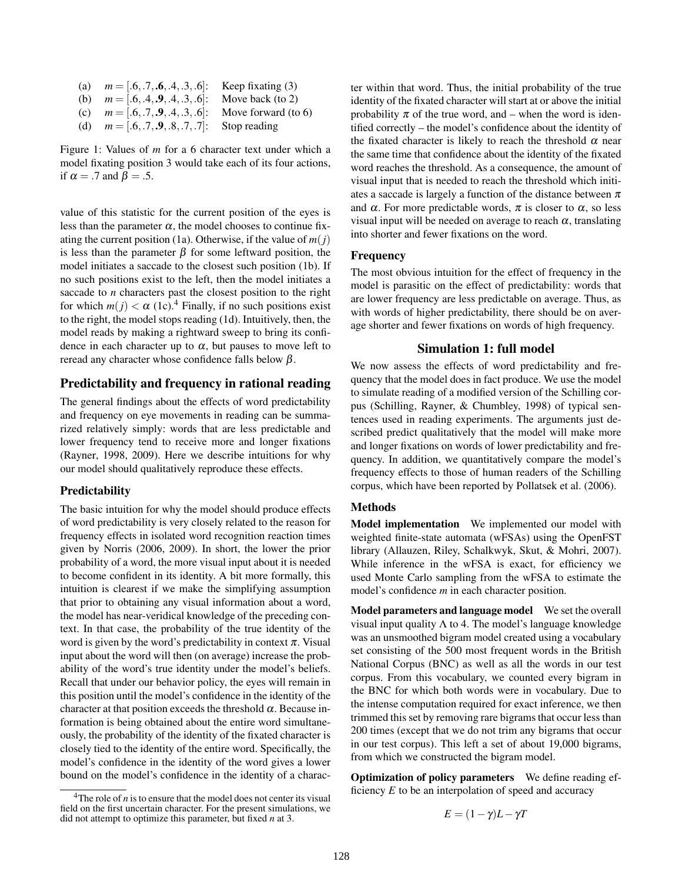| | | |
|---|---|---|
| (a) | $m = [.6, .7, \mathbf{.6}, .4, .3, .6]$: | Keep fixating (3) |
| (b) | $m = [.6, .4, \mathbf{.9}, .4, .3, .6]$: | Move back (to 2) |
| (c) | $m = [.6, .7, \mathbf{.9}, .4, .3, .6]$: | Move forward (to 6) |
| (d) | $m = [.6, .7, \mathbf{.9}, .8, .7, .7]$: | Stop reading |

Figure 1: Values of $m$ for a 6 character text under which a model fixating position 3 would take each of its four actions, if $\alpha = .7$ and $\beta = .5$.

value of this statistic for the current position of the eyes is less than the parameter $\alpha$, the model chooses to continue fixating the current position (1a). Otherwise, if the value of $m(j)$ is less than the parameter $\beta$ for some leftward position, the model initiates a saccade to the closest such position (1b). If no such positions exist to the left, then the model initiates a saccade to $n$ characters past the closest position to the right for which $m(j) < \alpha$ (1c).[4] Finally, if no such positions exist to the right, the model stops reading (1d). Intuitively, then, the model reads by making a rightward sweep to bring its confidence in each character up to $\alpha$, but pauses to move left to reread any character whose confidence falls below $\beta$.

## Predictability and frequency in rational reading

The general findings about the effects of word predictability and frequency on eye movements in reading can be summarized relatively simply: words that are less predictable and lower frequency tend to receive more and longer fixations (Rayner, 1998, 2009). Here we describe intuitions for why our model should qualitatively reproduce these effects.

### Predictability

The basic intuition for why the model should produce effects of word predictability is very closely related to the reason for frequency effects in isolated word recognition reaction times given by Norris (2006, 2009). In short, the lower the prior probability of a word, the more visual input about it is needed to become confident in its identity. A bit more formally, this intuition is clearest if we make the simplifying assumption that prior to obtaining any visual information about a word, the model has near-veridical knowledge of the preceding context. In that case, the probability of the true identity of the word is given by the word's predictability in context $\pi$. Visual input about the word will then (on average) increase the probability of the word's true identity under the model's beliefs. Recall that under our behavior policy, the eyes will remain in this position until the model's confidence in the identity of the character at that position exceeds the threshold $\alpha$. Because information is being obtained about the entire word simultaneously, the probability of the identity of the fixated character is closely tied to the identity of the entire word. Specifically, the model's confidence in the identity of the word gives a lower bound on the model's confidence in the identity of a character within that word. Thus, the initial probability of the true identity of the fixated character will start at or above the initial probability $\pi$ of the true word, and – when the word is identified correctly – the model's confidence about the identity of the fixated character is likely to reach the threshold $\alpha$ near the same time that confidence about the identity of the fixated word reaches the threshold. As a consequence, the amount of visual input that is needed to reach the threshold which initiates a saccade is largely a function of the distance between $\pi$ and $\alpha$. For more predictable words, $\pi$ is closer to $\alpha$, so less visual input will be needed on average to reach $\alpha$, translating into shorter and fewer fixations on the word.

### Frequency

The most obvious intuition for the effect of frequency in the model is parasitic on the effect of predictability: words that are lower frequency are less predictable on average. Thus, as with words of higher predictability, there should be on average shorter and fewer fixations on words of high frequency.

## Simulation 1: full model

We now assess the effects of word predictability and frequency that the model does in fact produce. We use the model to simulate reading of a modified version of the Schilling corpus (Schilling, Rayner, & Chumbley, 1998) of typical sentences used in reading experiments. The arguments just described predict qualitatively that the model will make more and longer fixations on words of lower predictability and frequency. In addition, we quantitatively compare the model's frequency effects to those of human readers of the Schilling corpus, which have been reported by Pollatsek et al. (2006).

### Methods

**Model implementation** We implemented our model with weighted finite-state automata (wFSAs) using the OpenFST library (Allauzen, Riley, Schalkwyk, Skut, & Mohri, 2007). While inference in the wFSA is exact, for efficiency we used Monte Carlo sampling from the wFSA to estimate the model's confidence $m$ in each character position.

**Model parameters and language model** We set the overall visual input quality $\Lambda$ to 4. The model's language knowledge was an unsmoothed bigram model created using a vocabulary set consisting of the 500 most frequent words in the British National Corpus (BNC) as well as all the words in our test corpus. From this vocabulary, we counted every bigram in the BNC for which both words were in vocabulary. Due to the intense computation required for exact inference, we then trimmed this set by removing rare bigrams that occur less than 200 times (except that we do not trim any bigrams that occur in our test corpus). This left a set of about 19,000 bigrams, from which we constructed the bigram model.

**Optimization of policy parameters** We define reading efficiency $E$ to be an interpolation of speed and accuracy

$$E = (1 - \gamma)L - \gamma T$$

[4] The role of $n$ is to ensure that the model does not center its visual field on the first uncertain character. For the present simulations, we did not attempt to optimize this parameter, but fixed $n$ at 3.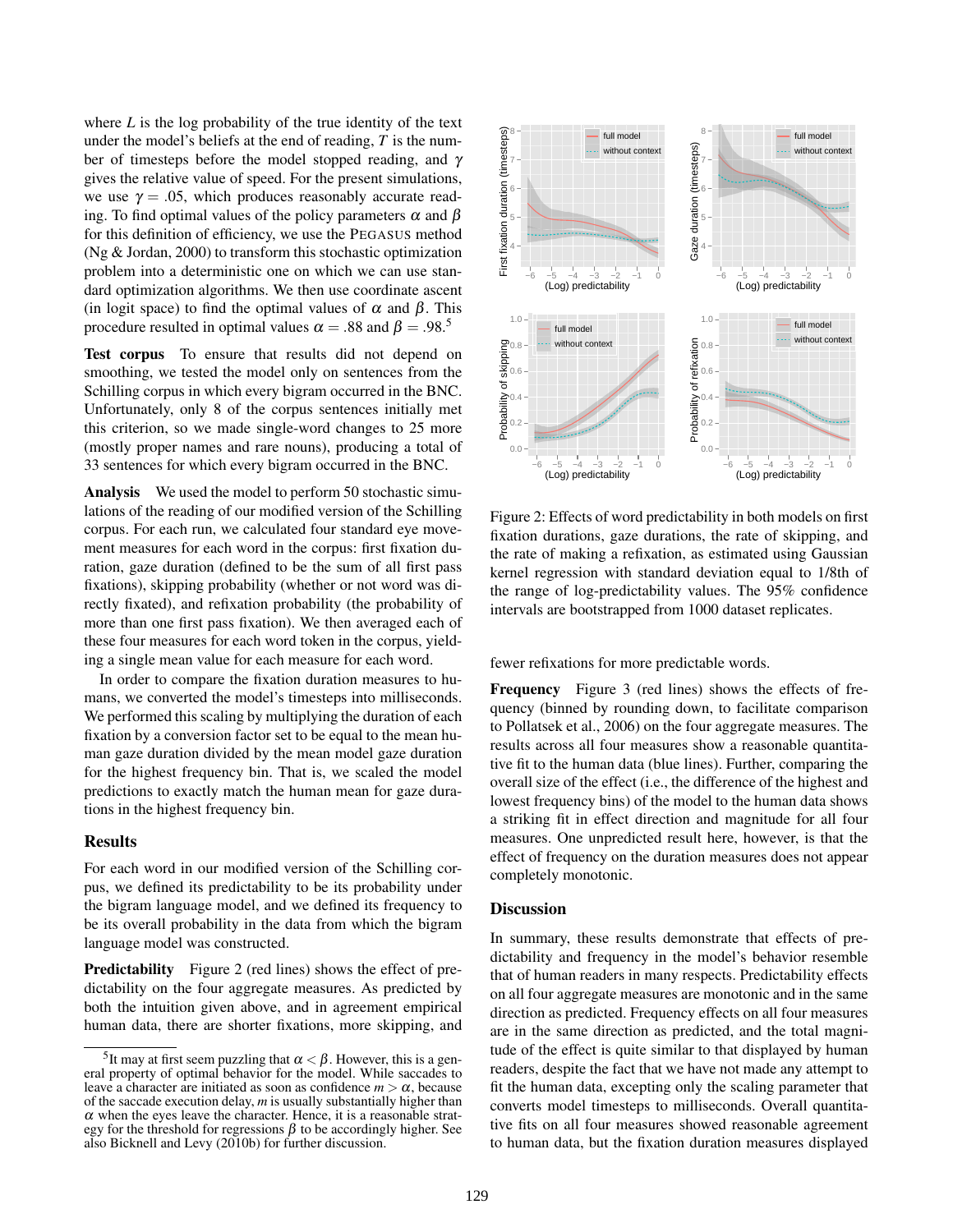where $L$ is the log probability of the true identity of the text under the model's beliefs at the end of reading, $T$ is the number of timesteps before the model stopped reading, and $\gamma$ gives the relative value of speed. For the present simulations, we use $\gamma = .05$, which produces reasonably accurate reading. To find optimal values of the policy parameters $\alpha$ and $\beta$ for this definition of efficiency, we use the PEGASUS method (Ng & Jordan, 2000) to transform this stochastic optimization problem into a deterministic one on which we can use standard optimization algorithms. We then use coordinate ascent (in logit space) to find the optimal values of $\alpha$ and $\beta$. This procedure resulted in optimal values $\alpha = .88$ and $\beta = .98$.[5]

**Test corpus** To ensure that results did not depend on smoothing, we tested the model only on sentences from the Schilling corpus in which every bigram occurred in the BNC. Unfortunately, only 8 of the corpus sentences initially met this criterion, so we made single-word changes to 25 more (mostly proper names and rare nouns), producing a total of 33 sentences for which every bigram occurred in the BNC.

**Analysis** We used the model to perform 50 stochastic simulations of the reading of our modified version of the Schilling corpus. For each run, we calculated four standard eye movement measures for each word in the corpus: first fixation duration, gaze duration (defined to be the sum of all first pass fixations), skipping probability (whether or not word was directly fixated), and refixation probability (the probability of more than one first pass fixation). We then averaged each of these four measures for each word token in the corpus, yielding a single mean value for each measure for each word.

In order to compare the fixation duration measures to humans, we converted the model's timesteps into milliseconds. We performed this scaling by multiplying the duration of each fixation by a conversion factor set to be equal to the mean human gaze duration divided by the mean model gaze duration for the highest frequency bin. That is, we scaled the model predictions to exactly match the human mean for gaze durations in the highest frequency bin.

## Results

For each word in our modified version of the Schilling corpus, we defined its predictability to be its probability under the bigram language model, and we defined its frequency to be its overall probability in the data from which the bigram language model was constructed.

**Predictability** Figure 2 (red lines) shows the effect of predictability on the four aggregate measures. As predicted by both the intuition given above, and in agreement empirical human data, there are shorter fixations, more skipping, and fewer refixations for more predictable words.

Figure 2: Effects of word predictability in both models on first fixation durations, gaze durations, the rate of skipping, and the rate of making a refixation, as estimated using Gaussian kernel regression with standard deviation equal to 1/8th of the range of log-predictability values. The 95% confidence intervals are bootstrapped from 1000 dataset replicates.

**Frequency** Figure 3 (red lines) shows the effects of frequency (binned by rounding down, to facilitate comparison to Pollatsek et al., 2006) on the four aggregate measures. The results across all four measures show a reasonable quantitative fit to the human data (blue lines). Further, comparing the overall size of the effect (i.e., the difference of the highest and lowest frequency bins) of the model to the human data shows a striking fit in effect direction and magnitude for all four measures. One unpredicted result here, however, is that the effect of frequency on the duration measures does not appear completely monotonic.

## Discussion

In summary, these results demonstrate that effects of predictability and frequency in the model's behavior resemble that of human readers in many respects. Predictability effects on all four aggregate measures are monotonic and in the same direction as predicted. Frequency effects on all four measures are in the same direction as predicted, and the total magnitude of the effect is quite similar to that displayed by human readers, despite the fact that we have not made any attempt to fit the human data, excepting only the scaling parameter that converts model timesteps to milliseconds. Overall quantitative fits on all four measures showed reasonable agreement to human data, but the fixation duration measures displayed

[5] It may at first seem puzzling that $\alpha < \beta$. However, this is a general property of optimal behavior for the model. While saccades to leave a character are initiated as soon as confidence $m > \alpha$, because of the saccade execution delay, $m$ is usually substantially higher than $\alpha$ when the eyes leave the character. Hence, it is a reasonable strategy for the threshold for regressions $\beta$ to be accordingly higher. See also Bicknell and Levy (2010b) for further discussion.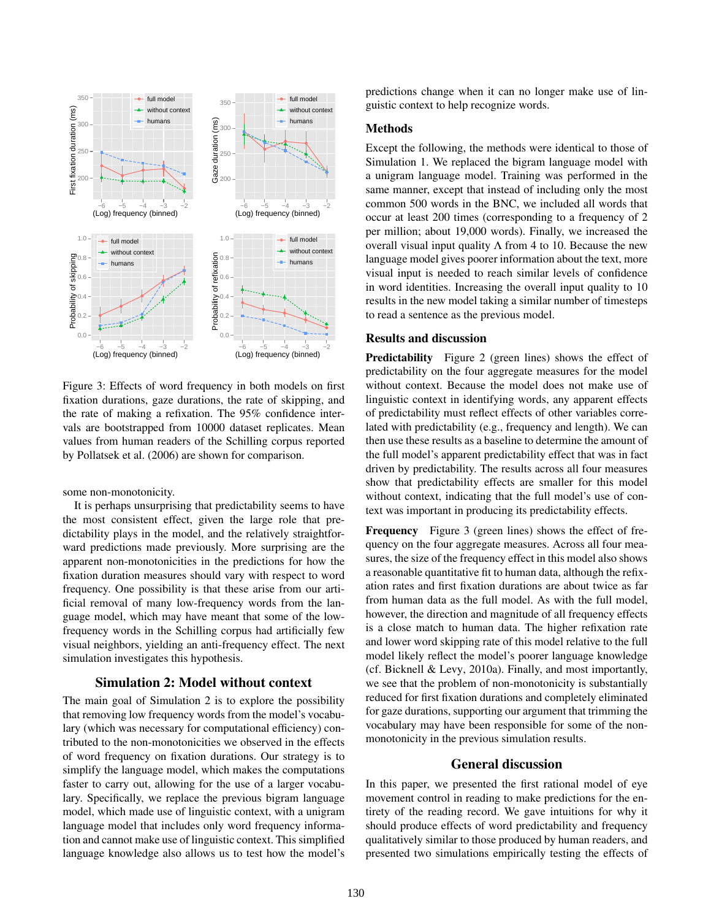Figure 3: Effects of word frequency in both models on first fixation durations, gaze durations, the rate of skipping, and the rate of making a refixation. The 95% confidence intervals are bootstrapped from 10000 dataset replicates. Mean values from human readers of the Schilling corpus reported by Pollatsek et al. (2006) are shown for comparison.

some non-monotonicity.

It is perhaps unsurprising that predictability seems to have the most consistent effect, given the large role that predictability plays in the model, and the relatively straightforward predictions made previously. More surprising are the apparent non-monotonicities in the predictions for how the fixation duration measures should vary with respect to word frequency. One possibility is that these arise from our artificial removal of many low-frequency words from the language model, which may have meant that some of the low-frequency words in the Schilling corpus had artificially few visual neighbors, yielding an anti-frequency effect. The next simulation investigates this hypothesis.

## Simulation 2: Model without context

The main goal of Simulation 2 is to explore the possibility that removing low frequency words from the model's vocabulary (which was necessary for computational efficiency) contributed to the non-monotonicities we observed in the effects of word frequency on fixation durations. Our strategy is to simplify the language model, which makes the computations faster to carry out, allowing for the use of a larger vocabulary. Specifically, we replace the previous bigram language model, which made use of linguistic context, with a unigram language model that includes only word frequency information and cannot make use of linguistic context. This simplified language knowledge also allows us to test how the model's predictions change when it can no longer make use of linguistic context to help recognize words.

### Methods

Except the following, the methods were identical to those of Simulation 1. We replaced the bigram language model with a unigram language model. Training was performed in the same manner, except that instead of including only the most common 500 words in the BNC, we included all words that occur at least 200 times (corresponding to a frequency of 2 per million; about 19,000 words). Finally, we increased the overall visual input quality $\Lambda$ from 4 to 10. Because the new language model gives poorer information about the text, more visual input is needed to reach similar levels of confidence in word identities. Increasing the overall input quality to 10 results in the new model taking a similar number of timesteps to read a sentence as the previous model.

### Results and discussion

**Predictability** Figure 2 (green lines) shows the effect of predictability on the four aggregate measures for the model without context. Because the model does not make use of linguistic context in identifying words, any apparent effects of predictability must reflect effects of other variables correlated with predictability (e.g., frequency and length). We can then use these results as a baseline to determine the amount of the full model's apparent predictability effect that was in fact driven by predictability. The results across all four measures show that predictability effects are smaller for this model without context, indicating that the full model's use of context was important in producing its predictability effects.

**Frequency** Figure 3 (green lines) shows the effect of frequency on the four aggregate measures. Across all four measures, the size of the frequency effect in this model also shows a reasonable quantitative fit to human data, although the refixation rates and first fixation durations are about twice as far from human data as the full model. As with the full model, however, the direction and magnitude of all frequency effects is a close match to human data. The higher refixation rate and lower word skipping rate of this model relative to the full model likely reflect the model's poorer language knowledge (cf. Bicknell & Levy, 2010a). Finally, and most importantly, we see that the problem of non-monotonicity is substantially reduced for first fixation durations and completely eliminated for gaze durations, supporting our argument that trimming the vocabulary may have been responsible for some of the non-monotonicity in the previous simulation results.

## General discussion

In this paper, we presented the first rational model of eye movement control in reading to make predictions for the entirety of the reading record. We gave intuitions for why it should produce effects of word predictability and frequency qualitatively similar to those produced by human readers, and presented two simulations empirically testing the effects of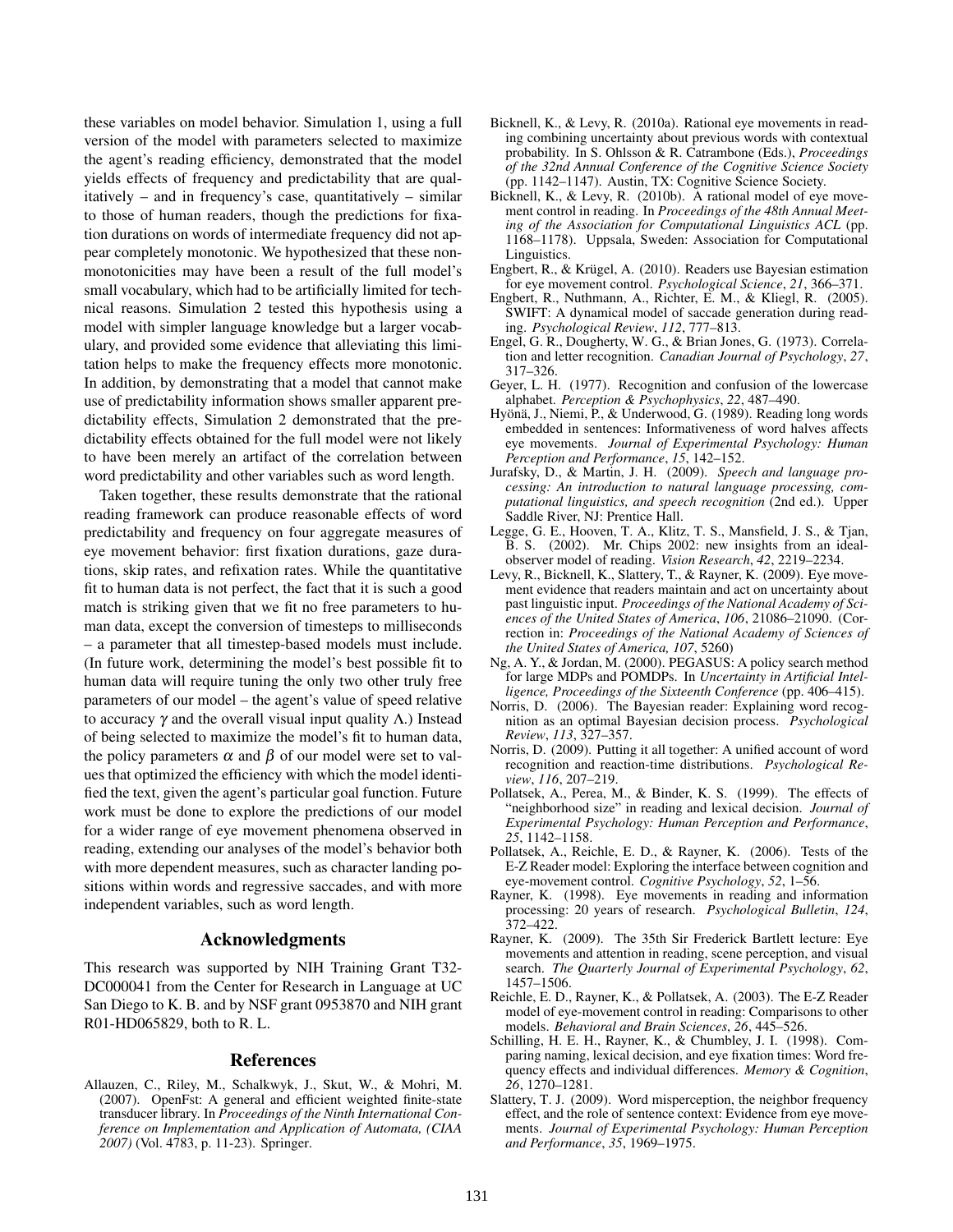these variables on model behavior. Simulation 1, using a full version of the model with parameters selected to maximize the agent's reading efficiency, demonstrated that the model yields effects of frequency and predictability that are qualitatively – and in frequency's case, quantitatively – similar to those of human readers, though the predictions for fixation durations on words of intermediate frequency did not appear completely monotonic. We hypothesized that these non-monotonicities may have been a result of the full model's small vocabulary, which had to be artificially limited for technical reasons. Simulation 2 tested this hypothesis using a model with simpler language knowledge but a larger vocabulary, and provided some evidence that alleviating this limitation helps to make the frequency effects more monotonic. In addition, by demonstrating that a model that cannot make use of predictability information shows smaller apparent predictability effects, Simulation 2 demonstrated that the predictability effects obtained for the full model were not likely to have been merely an artifact of the correlation between word predictability and other variables such as word length.

Taken together, these results demonstrate that the rational reading framework can produce reasonable effects of word predictability and frequency on four aggregate measures of eye movement behavior: first fixation durations, gaze durations, skip rates, and refixation rates. While the quantitative fit to human data is not perfect, the fact that it is such a good match is striking given that we fit no free parameters to human data, except the conversion of timesteps to milliseconds – a parameter that all timestep-based models must include. (In future work, determining the model's best possible fit to human data will require tuning the only two other truly free parameters of our model – the agent's value of speed relative to accuracy $\gamma$ and the overall visual input quality $\Lambda$.) Instead of being selected to maximize the model's fit to human data, the policy parameters $\alpha$ and $\beta$ of our model were set to values that optimized the efficiency with which the model identified the text, given the agent's particular goal function. Future work must be done to explore the predictions of our model for a wider range of eye movement phenomena observed in reading, extending our analyses of the model's behavior both with more dependent measures, such as character landing positions within words and regressive saccades, and with more independent variables, such as word length.

## Acknowledgments

This research was supported by NIH Training Grant T32-DC000041 from the Center for Research in Language at UC San Diego to K. B. and by NSF grant 0953870 and NIH grant R01-HD065829, both to R. L.

## References

Allauzen, C., Riley, M., Schalkwyk, J., Skut, W., & Mohri, M. (2007). OpenFst: A general and efficient weighted finite-state transducer library. In *Proceedings of the Ninth International Conference on Implementation and Application of Automata, (CIAA 2007)* (Vol. 4783, p. 11-23). Springer.

Bicknell, K., & Levy, R. (2010a). Rational eye movements in reading combining uncertainty about previous words with contextual probability. In S. Ohlsson & R. Catrambone (Eds.), *Proceedings of the 32nd Annual Conference of the Cognitive Science Society* (pp. 1142–1147). Austin, TX: Cognitive Science Society.

Bicknell, K., & Levy, R. (2010b). A rational model of eye movement control in reading. In *Proceedings of the 48th Annual Meeting of the Association for Computational Linguistics ACL* (pp. 1168–1178). Uppsala, Sweden: Association for Computational Linguistics.

Engbert, R., & Krügel, A. (2010). Readers use Bayesian estimation for eye movement control. *Psychological Science*, *21*, 366–371.

Engbert, R., Nuthmann, A., Richter, E. M., & Kliegl, R. (2005). SWIFT: A dynamical model of saccade generation during reading. *Psychological Review*, *112*, 777–813.

Engel, G. R., Dougherty, W. G., & Brian Jones, G. (1973). Correlation and letter recognition. *Canadian Journal of Psychology*, *27*, 317–326.

Geyer, L. H. (1977). Recognition and confusion of the lowercase alphabet. *Perception & Psychophysics*, *22*, 487–490.

Hyönä, J., Niemi, P., & Underwood, G. (1989). Reading long words embedded in sentences: Informativeness of word halves affects eye movements. *Journal of Experimental Psychology: Human Perception and Performance*, *15*, 142–152.

Jurafsky, D., & Martin, J. H. (2009). *Speech and language processing: An introduction to natural language processing, computational linguistics, and speech recognition* (2nd ed.). Upper Saddle River, NJ: Prentice Hall.

Legge, G. E., Hooven, T. A., Klitz, T. S., Mansfield, J. S., & Tjan, B. S. (2002). Mr. Chips 2002: new insights from an ideal-observer model of reading. *Vision Research*, *42*, 2219–2234.

Levy, R., Bicknell, K., Slattery, T., & Rayner, K. (2009). Eye movement evidence that readers maintain and act on uncertainty about past linguistic input. *Proceedings of the National Academy of Sciences of the United States of America*, *106*, 21086–21090. (Correction in: *Proceedings of the National Academy of Sciences of the United States of America, 107*, 5260)

Ng, A. Y., & Jordan, M. (2000). PEGASUS: A policy search method for large MDPs and POMDPs. In *Uncertainty in Artificial Intelligence, Proceedings of the Sixteenth Conference* (pp. 406–415).

Norris, D. (2006). The Bayesian reader: Explaining word recognition as an optimal Bayesian decision process. *Psychological Review*, *113*, 327–357.

Norris, D. (2009). Putting it all together: A unified account of word recognition and reaction-time distributions. *Psychological Review*, *116*, 207–219.

Pollatsek, A., Perea, M., & Binder, K. S. (1999). The effects of "neighborhood size" in reading and lexical decision. *Journal of Experimental Psychology: Human Perception and Performance*, *25*, 1142–1158.

Pollatsek, A., Reichle, E. D., & Rayner, K. (2006). Tests of the E-Z Reader model: Exploring the interface between cognition and eye-movement control. *Cognitive Psychology*, *52*, 1–56.

Rayner, K. (1998). Eye movements in reading and information processing: 20 years of research. *Psychological Bulletin*, *124*, 372–422.

Rayner, K. (2009). The 35th Sir Frederick Bartlett lecture: Eye movements and attention in reading, scene perception, and visual search. *The Quarterly Journal of Experimental Psychology*, *62*, 1457–1506.

Reichle, E. D., Rayner, K., & Pollatsek, A. (2003). The E-Z Reader model of eye-movement control in reading: Comparisons to other models. *Behavioral and Brain Sciences*, *26*, 445–526.

Schilling, H. E. H., Rayner, K., & Chumbley, J. I. (1998). Comparing naming, lexical decision, and eye fixation times: Word frequency effects and individual differences. *Memory & Cognition*, *26*, 1270–1281.

Slattery, T. J. (2009). Word misperception, the neighbor frequency effect, and the role of sentence context: Evidence from eye movements. *Journal of Experimental Psychology: Human Perception and Performance*, *35*, 1969–1975.